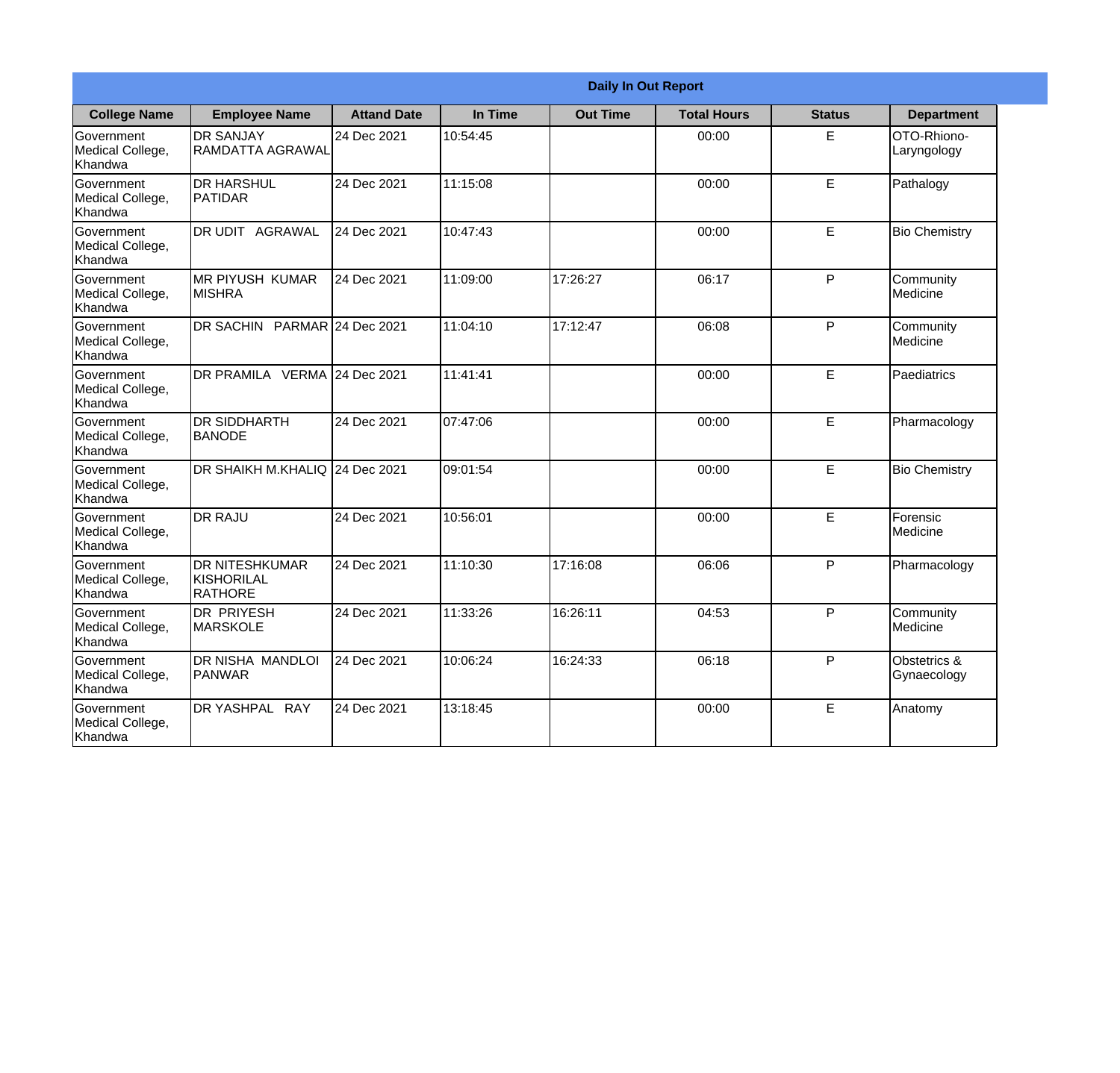## Daily In Out Report

| College Name | Employee Name | Attand Date | In Time | Out Time | Total Hours | Status | Department |
|---|---|---|---|---|---|---|---|
| Government Medical College, Khandwa | DR SANJAY RAMDATTA AGRAWAL | 24 Dec 2021 | 10:54:45 | | 00:00 | E | OTO-Rhiono-Laryngology |
| Government Medical College, Khandwa | DR HARSHUL PATIDAR | 24 Dec 2021 | 11:15:08 | | 00:00 | E | Pathalogy |
| Government Medical College, Khandwa | DR UDIT AGRAWAL | 24 Dec 2021 | 10:47:43 | | 00:00 | E | Bio Chemistry |
| Government Medical College, Khandwa | MR PIYUSH KUMAR MISHRA | 24 Dec 2021 | 11:09:00 | 17:26:27 | 06:17 | P | Community Medicine |
| Government Medical College, Khandwa | DR SACHIN PARMAR | 24 Dec 2021 | 11:04:10 | 17:12:47 | 06:08 | P | Community Medicine |
| Government Medical College, Khandwa | DR PRAMILA VERMA | 24 Dec 2021 | 11:41:41 | | 00:00 | E | Paediatrics |
| Government Medical College, Khandwa | DR SIDDHARTH BANODE | 24 Dec 2021 | 07:47:06 | | 00:00 | E | Pharmacology |
| Government Medical College, Khandwa | DR SHAIKH M.KHALIQ | 24 Dec 2021 | 09:01:54 | | 00:00 | E | Bio Chemistry |
| Government Medical College, Khandwa | DR RAJU | 24 Dec 2021 | 10:56:01 | | 00:00 | E | Forensic Medicine |
| Government Medical College, Khandwa | DR NITESHKUMAR KISHORILAL RATHORE | 24 Dec 2021 | 11:10:30 | 17:16:08 | 06:06 | P | Pharmacology |
| Government Medical College, Khandwa | DR PRIYESH MARSKOLE | 24 Dec 2021 | 11:33:26 | 16:26:11 | 04:53 | P | Community Medicine |
| Government Medical College, Khandwa | DR NISHA MANDLOI PANWAR | 24 Dec 2021 | 10:06:24 | 16:24:33 | 06:18 | P | Obstetrics & Gynaecology |
| Government Medical College, Khandwa | DR YASHPAL RAY | 24 Dec 2021 | 13:18:45 | | 00:00 | E | Anatomy |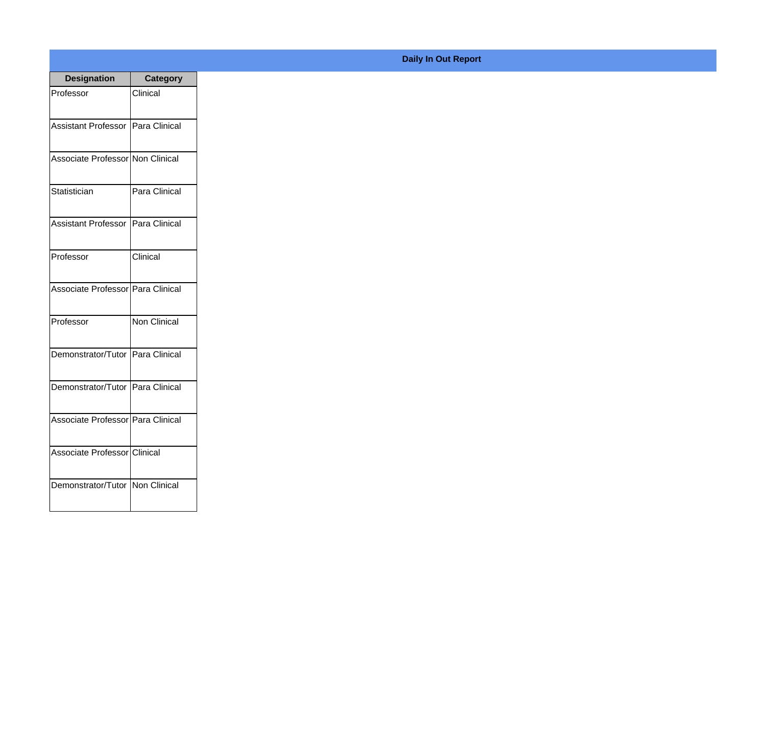**Daily In Out Report**

| Designation | Category |
| --- | --- |
| Professor | Clinical |
| Assistant Professor | Para Clinical |
| Associate Professor | Non Clinical |
| Statistician | Para Clinical |
| Assistant Professor | Para Clinical |
| Professor | Clinical |
| Associate Professor | Para Clinical |
| Professor | Non Clinical |
| Demonstrator/Tutor | Para Clinical |
| Demonstrator/Tutor | Para Clinical |
| Associate Professor | Para Clinical |
| Associate Professor | Clinical |
| Demonstrator/Tutor | Non Clinical |